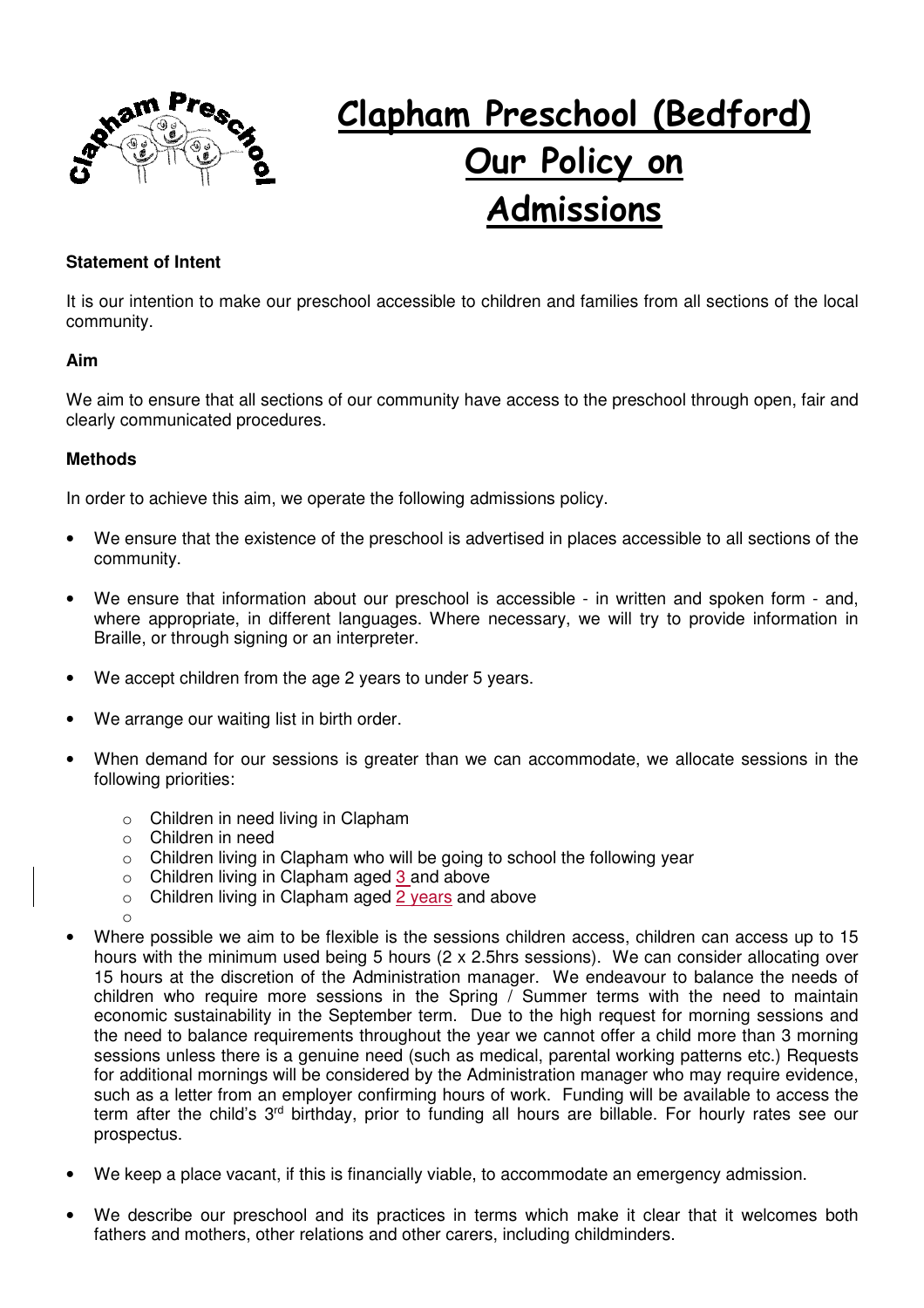# Clapham Preschool (Bedford) Our Policy on Admissions

**Statement of Intent**

It is our intention to make our preschool accessible to children and families from all sections of the local community.

**Aim**

We aim to ensure that all sections of our community have access to the preschool through open, fair and clearly communicated procedures.

**Methods**

In order to achieve this aim, we operate the following admissions policy.

- We ensure that the existence of the preschool is advertised in places accessible to all sections of the community.
- We ensure that information about our preschool is accessible - in written and spoken form - and, where appropriate, in different languages. Where necessary, we will try to provide information in Braille, or through signing or an interpreter.
- We accept children from the age 2 years to under 5 years.
- We arrange our waiting list in birth order.
- When demand for our sessions is greater than we can accommodate, we allocate sessions in the following priorities:
    - Children in need living in Clapham
    - Children in need
    - Children living in Clapham who will be going to school the following year
    - Children living in Clapham aged 3 and above
    - Children living in Clapham aged 2 years and above
- Where possible we aim to be flexible is the sessions children access, children can access up to 15 hours with the minimum used being 5 hours (2 x 2.5hrs sessions). We can consider allocating over 15 hours at the discretion of the Administration manager. We endeavour to balance the needs of children who require more sessions in the Spring / Summer terms with the need to maintain economic sustainability in the September term. Due to the high request for morning sessions and the need to balance requirements throughout the year we cannot offer a child more than 3 morning sessions unless there is a genuine need (such as medical, parental working patterns etc.) Requests for additional mornings will be considered by the Administration manager who may require evidence, such as a letter from an employer confirming hours of work. Funding will be available to access the term after the child's 3rd birthday, prior to funding all hours are billable. For hourly rates see our prospectus.
- We keep a place vacant, if this is financially viable, to accommodate an emergency admission.
- We describe our preschool and its practices in terms which make it clear that it welcomes both fathers and mothers, other relations and other carers, including childminders.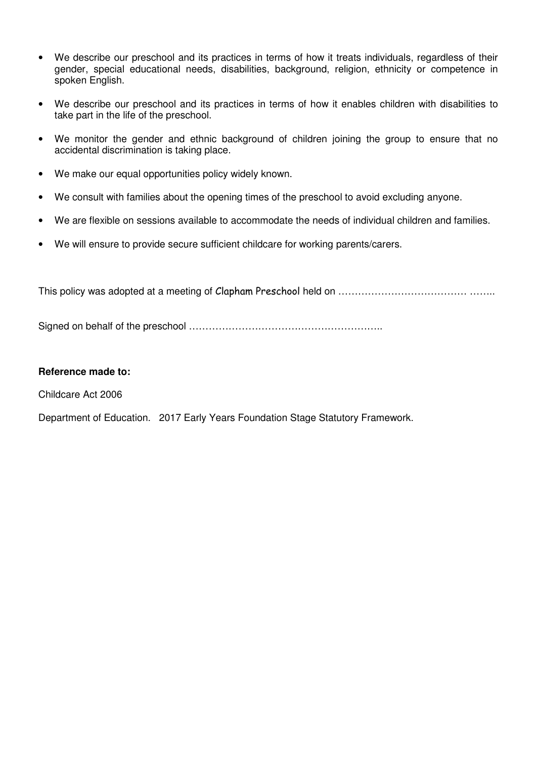- We describe our preschool and its practices in terms of how it treats individuals, regardless of their gender, special educational needs, disabilities, background, religion, ethnicity or competence in spoken English.

- We describe our preschool and its practices in terms of how it enables children with disabilities to take part in the life of the preschool.

- We monitor the gender and ethnic background of children joining the group to ensure that no accidental discrimination is taking place.

- We make our equal opportunities policy widely known.

- We consult with families about the opening times of the preschool to avoid excluding anyone.

- We are flexible on sessions available to accommodate the needs of individual children and families.

- We will ensure to provide secure sufficient childcare for working parents/carers.

This policy was adopted at a meeting of Clapham Preschool held on ………………………………… ……..

Signed on behalf of the preschool …………………………………………………..

**Reference made to:**

Childcare Act 2006

Department of Education. 2017 Early Years Foundation Stage Statutory Framework.